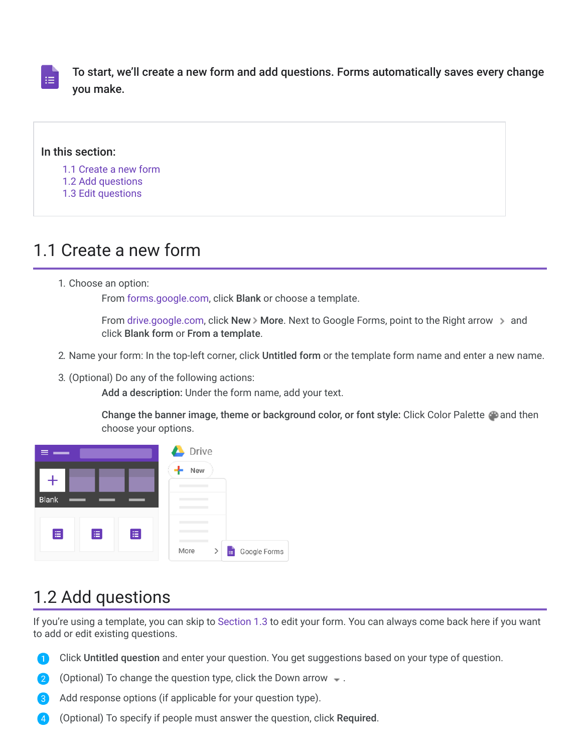To start, we'll create a new form and add questions. Forms automatically saves every change you make.

**In this section:**

- 1.1 Create a new form
- 1.2 Add questions
- 1.3 Edit questions

## 1.1 Create a new form

1. Choose an option:

   From forms.google.com, click **Blank** or choose a template.

   From drive.google.com, click **New** > **More**. Next to Google Forms, point to the Right arrow > and click **Blank form** or **From a template**.

2. Name your form: In the top-left corner, click **Untitled form** or the template form name and enter a new name.

3. (Optional) Do any of the following actions:

   **Add a description:** Under the form name, add your text.

   **Change the banner image, theme or background color, or font style:** Click Color Palette and then choose your options.

## 1.2 Add questions

If you're using a template, you can skip to Section 1.3 to edit your form. You can always come back here if you want to add or edit existing questions.

1. Click **Untitled question** and enter your question. You get suggestions based on your type of question.
2. (Optional) To change the question type, click the Down arrow .
3. Add response options (if applicable for your question type).
4. (Optional) To specify if people must answer the question, click **Required**.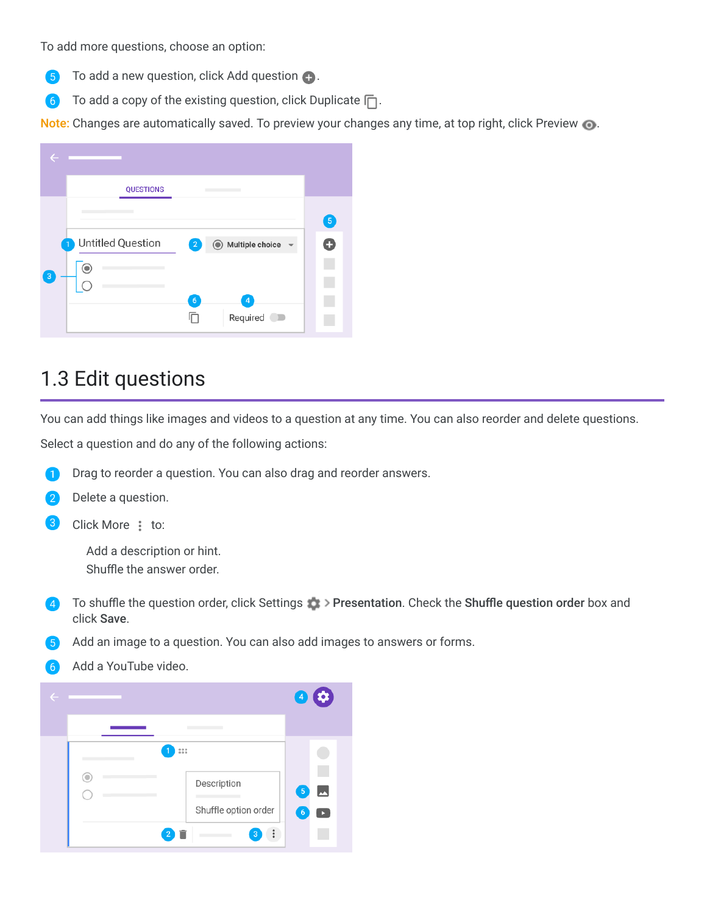To add more questions, choose an option:

5. To add a new question, click Add question ⊕.
6. To add a copy of the existing question, click Duplicate.

**Note:** Changes are automatically saved. To preview your changes any time, at top right, click Preview.

## 1.3 Edit questions

You can add things like images and videos to a question at any time. You can also reorder and delete questions.

Select a question and do any of the following actions:

1. Drag to reorder a question. You can also drag and reorder answers.
2. Delete a question.
3. Click More ⋮ to:

   Add a description or hint.
   Shuffle the answer order.

4. To shuffle the question order, click Settings > **Presentation**. Check the **Shuffle question order** box and click **Save**.
5. Add an image to a question. You can also add images to answers or forms.
6. Add a YouTube video.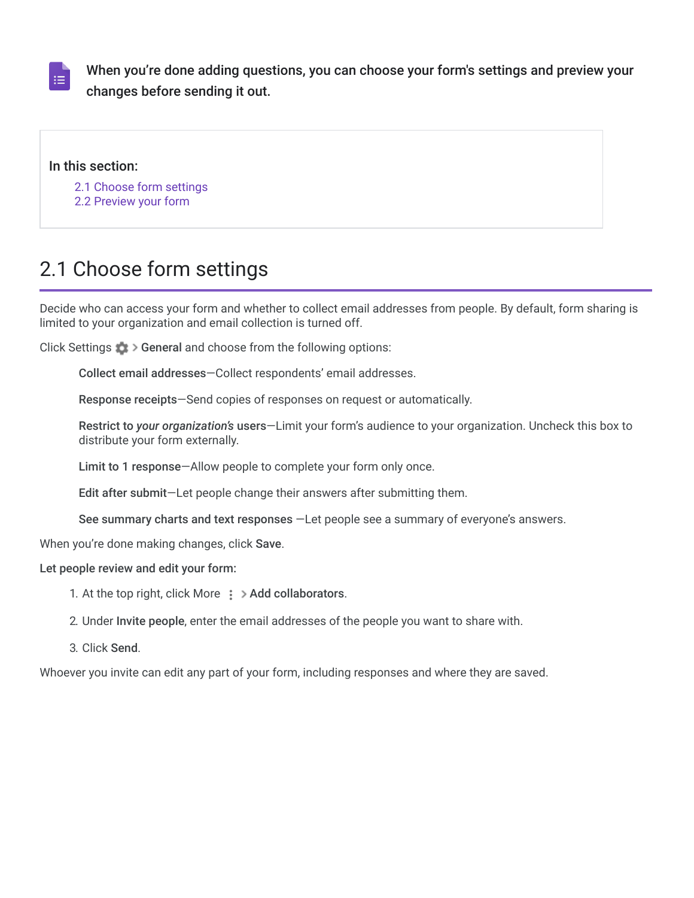**When you're done adding questions, you can choose your form's settings and preview your changes before sending it out.**

**In this section:**

2.1 Choose form settings
2.2 Preview your form

## 2.1 Choose form settings

Decide who can access your form and whether to collect email addresses from people. By default, form sharing is limited to your organization and email collection is turned off.

Click Settings > **General** and choose from the following options:

**Collect email addresses**—Collect respondents' email addresses.

**Response receipts**—Send copies of responses on request or automatically.

**Restrict to *your organization's* users**—Limit your form's audience to your organization. Uncheck this box to distribute your form externally.

**Limit to 1 response**—Allow people to complete your form only once.

**Edit after submit**—Let people change their answers after submitting them.

**See summary charts and text responses** —Let people see a summary of everyone's answers.

When you're done making changes, click **Save**.

**Let people review and edit your form:**

1. At the top right, click More ⋮ > **Add collaborators**.
2. Under **Invite people**, enter the email addresses of the people you want to share with.
3. Click **Send**.

Whoever you invite can edit any part of your form, including responses and where they are saved.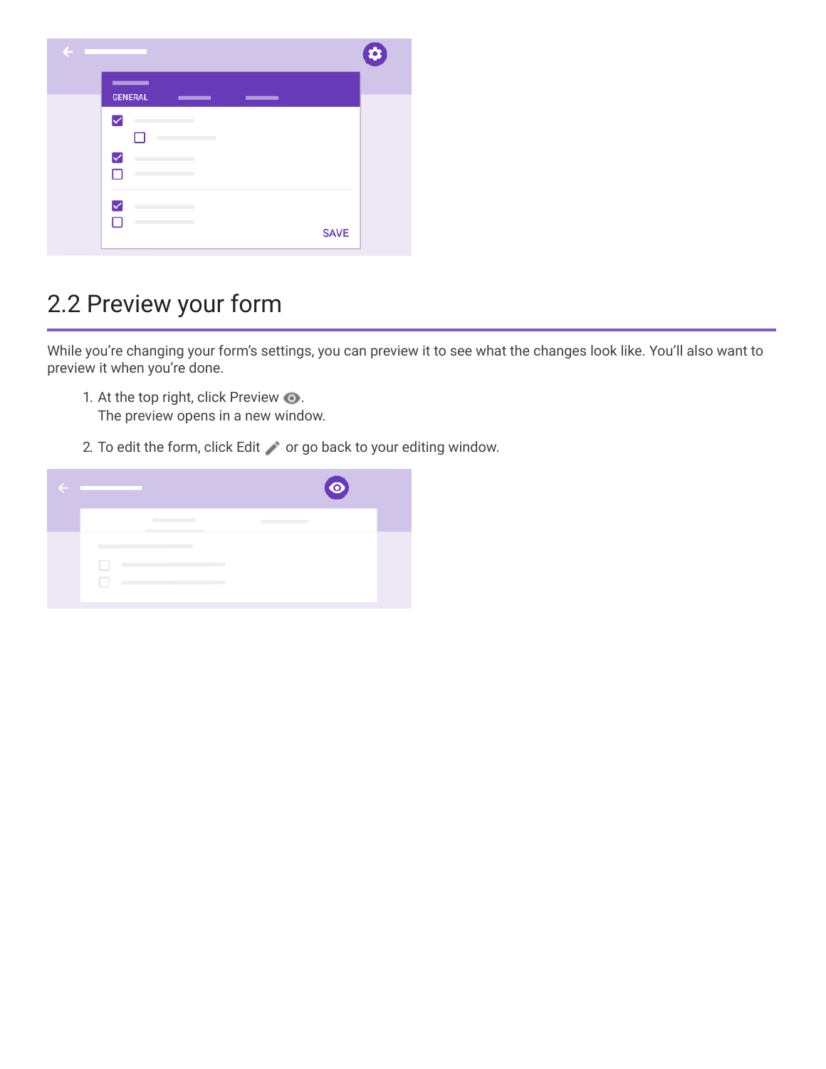## 2.2 Preview your form

While you're changing your form's settings, you can preview it to see what the changes look like. You'll also want to preview it when you're done.

1. At the top right, click Preview.
   The preview opens in a new window.

2. To edit the form, click Edit or go back to your editing window.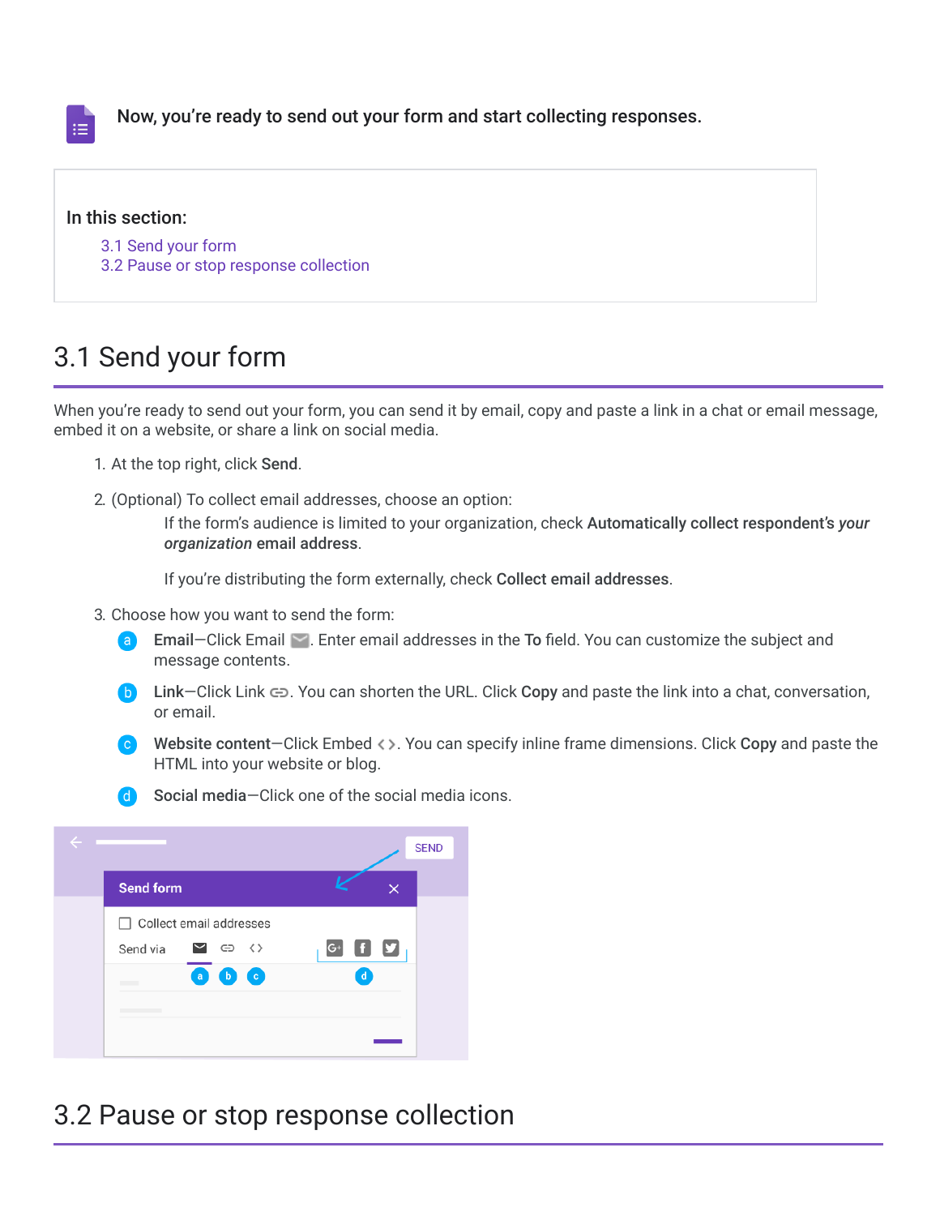Now, you're ready to send out your form and start collecting responses.

**In this section:**

3.1 Send your form
3.2 Pause or stop response collection

## 3.1 Send your form

When you're ready to send out your form, you can send it by email, copy and paste a link in a chat or email message, embed it on a website, or share a link on social media.

1. At the top right, click **Send**.
2. (Optional) To collect email addresses, choose an option:

   If the form's audience is limited to your organization, check **Automatically collect respondent's *your organization* email address**.

   If you're distributing the form externally, check **Collect email addresses**.

3. Choose how you want to send the form:

   a. **Email**—Click Email. Enter email addresses in the **To** field. You can customize the subject and message contents.

   b. **Link**—Click Link. You can shorten the URL. Click **Copy** and paste the link into a chat, conversation, or email.

   c. **Website content**—Click Embed <>. You can specify inline frame dimensions. Click **Copy** and paste the HTML into your website or blog.

   d. **Social media**—Click one of the social media icons.

## 3.2 Pause or stop response collection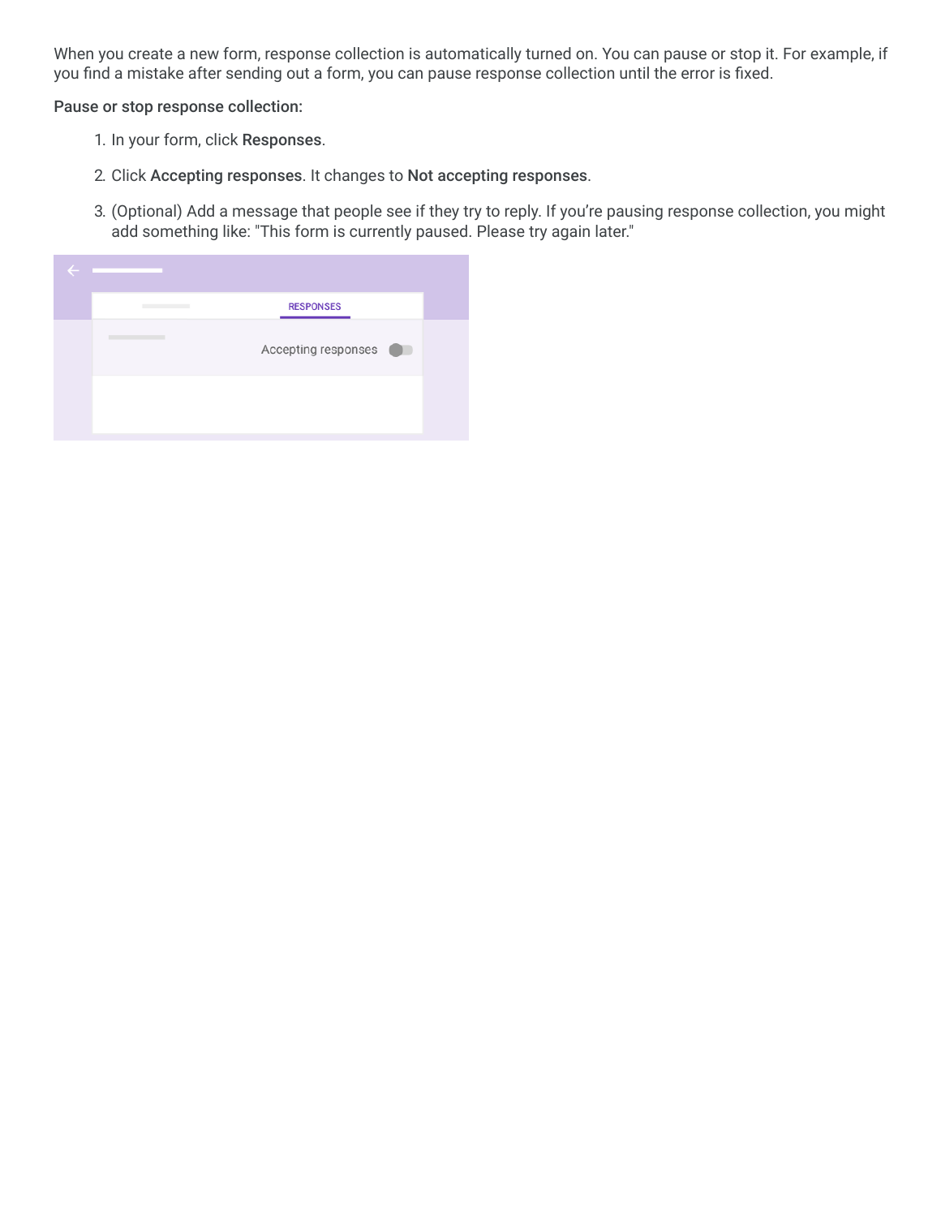When you create a new form, response collection is automatically turned on. You can pause or stop it. For example, if you find a mistake after sending out a form, you can pause response collection until the error is fixed.

Pause or stop response collection:

1. In your form, click **Responses**.
2. Click **Accepting responses**. It changes to **Not accepting responses**.
3. (Optional) Add a message that people see if they try to reply. If you're pausing response collection, you might add something like: "This form is currently paused. Please try again later."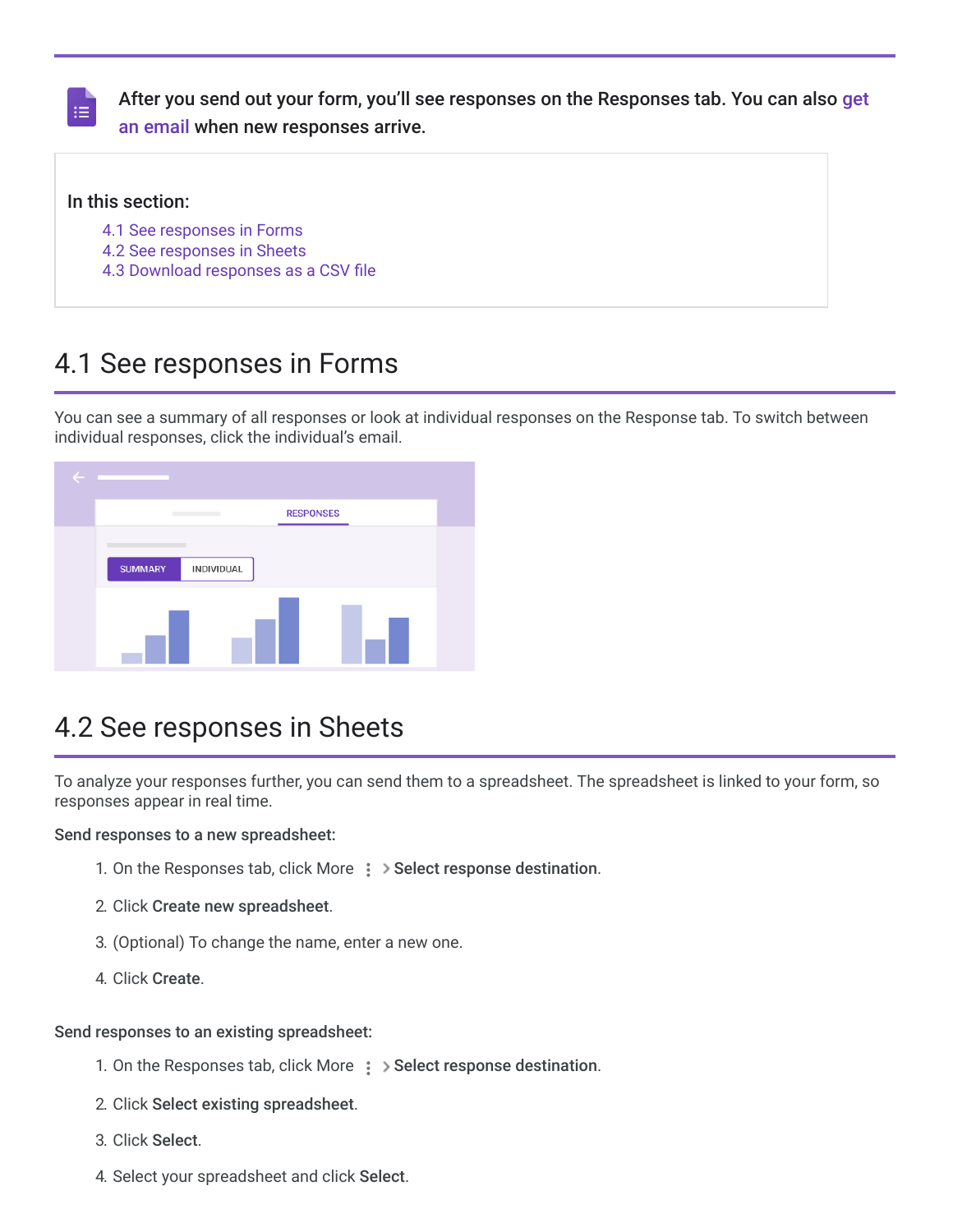After you send out your form, you'll see responses on the Responses tab. You can also get an email when new responses arrive.

**In this section:**

- 4.1 See responses in Forms
- 4.2 See responses in Sheets
- 4.3 Download responses as a CSV file

## 4.1 See responses in Forms

You can see a summary of all responses or look at individual responses on the Response tab. To switch between individual responses, click the individual's email.

## 4.2 See responses in Sheets

To analyze your responses further, you can send them to a spreadsheet. The spreadsheet is linked to your form, so responses appear in real time.

**Send responses to a new spreadsheet:**

1. On the Responses tab, click More ⋮ > **Select response destination**.
2. Click **Create new spreadsheet**.
3. (Optional) To change the name, enter a new one.
4. Click **Create**.

**Send responses to an existing spreadsheet:**

1. On the Responses tab, click More ⋮ > **Select response destination**.
2. Click **Select existing spreadsheet**.
3. Click **Select**.
4. Select your spreadsheet and click **Select**.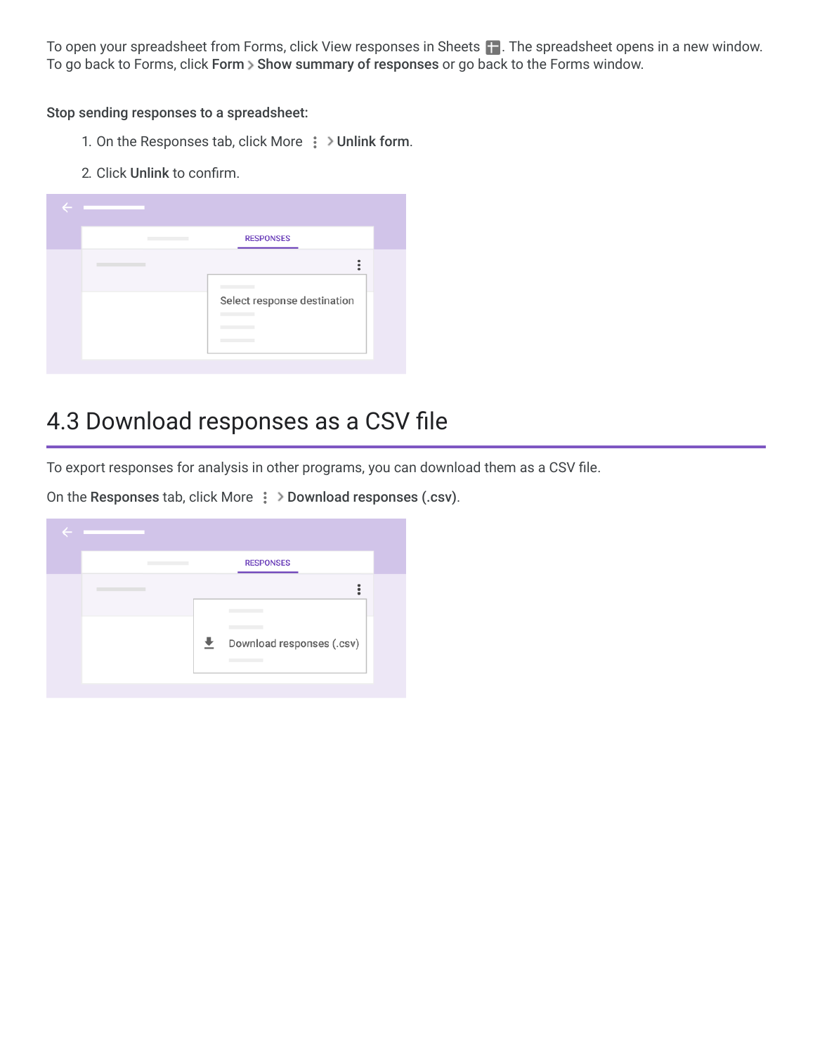To open your spreadsheet from Forms, click View responses in Sheets. The spreadsheet opens in a new window. To go back to Forms, click **Form** > **Show summary of responses** or go back to the Forms window.

**Stop sending responses to a spreadsheet:**

1. On the Responses tab, click More > **Unlink form**.
2. Click **Unlink** to confirm.

## 4.3 Download responses as a CSV file

To export responses for analysis in other programs, you can download them as a CSV file.

On the **Responses** tab, click More > **Download responses (.csv)**.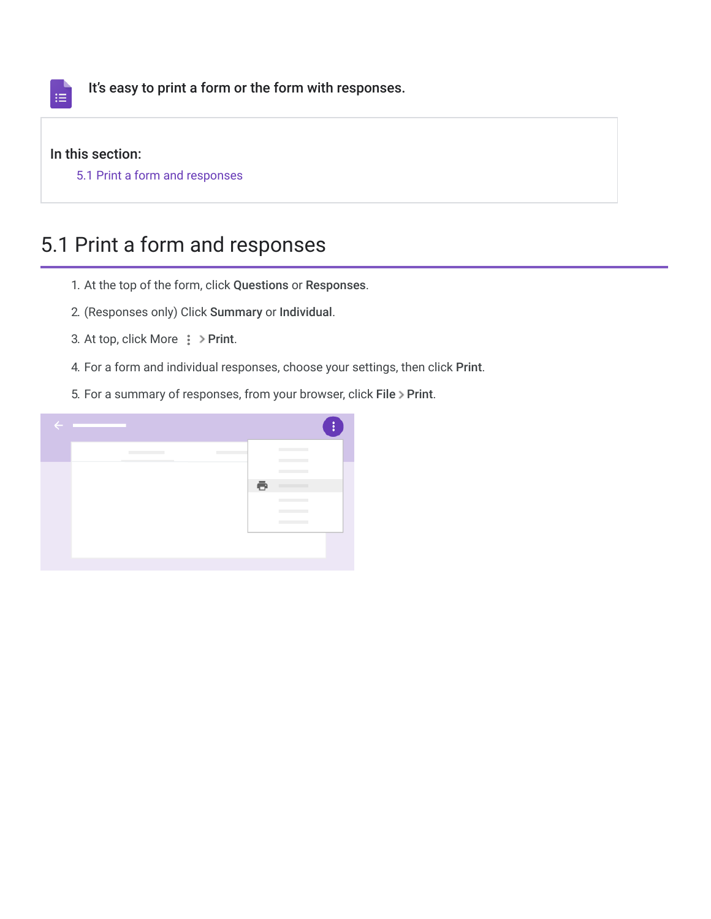It's easy to print a form or the form with responses.

**In this section:**

5.1 Print a form and responses

## 5.1 Print a form and responses

1. At the top of the form, click **Questions** or **Responses**.
2. (Responses only) Click **Summary** or **Individual**.
3. At top, click More ⋮ > **Print**.
4. For a form and individual responses, choose your settings, then click **Print**.
5. For a summary of responses, from your browser, click **File** > **Print**.